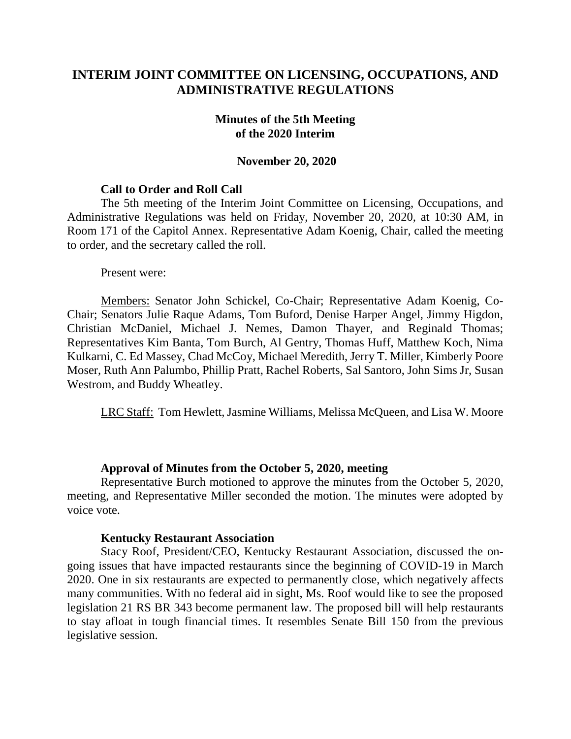# INTERIM JOINT COMMITTEE ON LICENSING, OCCUPATIONS, AND ADMINISTRATIVE REGULATIONS

## Minutes of the 5th Meeting of the 2020 Interim

### November 20, 2020

**Call to Order and Roll Call**

The 5th meeting of the Interim Joint Committee on Licensing, Occupations, and Administrative Regulations was held on Friday, November 20, 2020, at 10:30 AM, in Room 171 of the Capitol Annex. Representative Adam Koenig, Chair, called the meeting to order, and the secretary called the roll.

Present were:

Members: Senator John Schickel, Co-Chair; Representative Adam Koenig, Co-Chair; Senators Julie Raque Adams, Tom Buford, Denise Harper Angel, Jimmy Higdon, Christian McDaniel, Michael J. Nemes, Damon Thayer, and Reginald Thomas; Representatives Kim Banta, Tom Burch, Al Gentry, Thomas Huff, Matthew Koch, Nima Kulkarni, C. Ed Massey, Chad McCoy, Michael Meredith, Jerry T. Miller, Kimberly Poore Moser, Ruth Ann Palumbo, Phillip Pratt, Rachel Roberts, Sal Santoro, John Sims Jr, Susan Westrom, and Buddy Wheatley.

LRC Staff: Tom Hewlett, Jasmine Williams, Melissa McQueen, and Lisa W. Moore

**Approval of Minutes from the October 5, 2020, meeting**

Representative Burch motioned to approve the minutes from the October 5, 2020, meeting, and Representative Miller seconded the motion. The minutes were adopted by voice vote.

**Kentucky Restaurant Association**

Stacy Roof, President/CEO, Kentucky Restaurant Association, discussed the on-going issues that have impacted restaurants since the beginning of COVID-19 in March 2020. One in six restaurants are expected to permanently close, which negatively affects many communities. With no federal aid in sight, Ms. Roof would like to see the proposed legislation 21 RS BR 343 become permanent law. The proposed bill will help restaurants to stay afloat in tough financial times. It resembles Senate Bill 150 from the previous legislative session.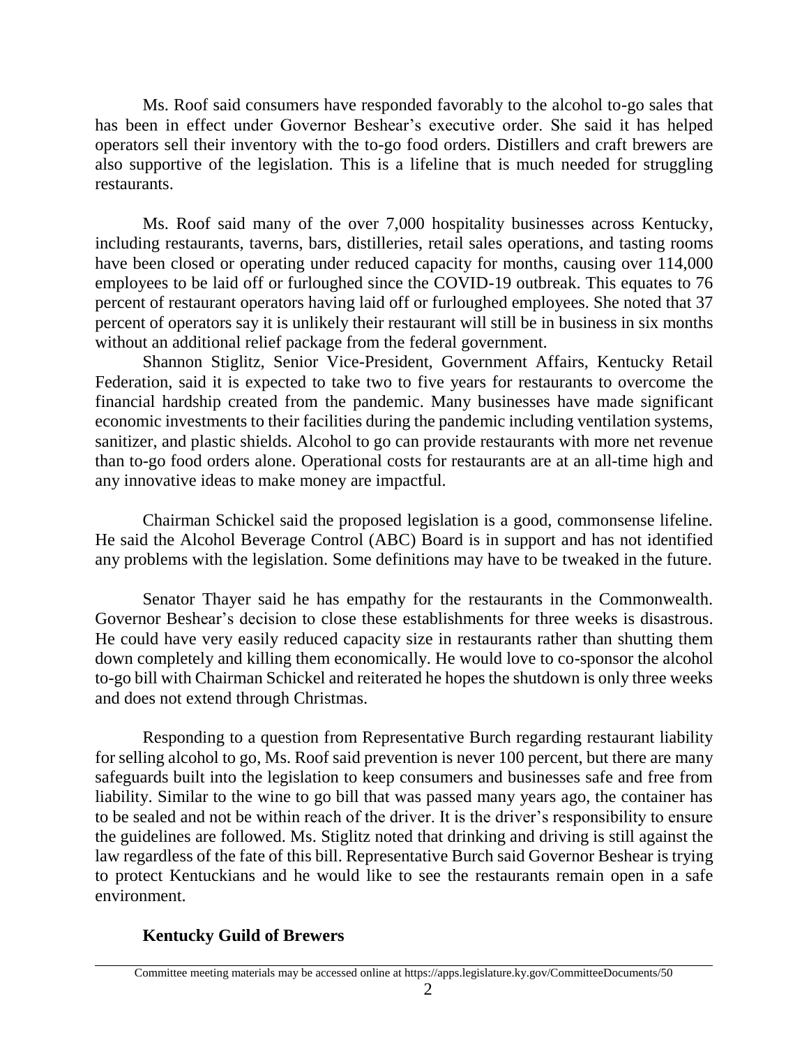Ms. Roof said consumers have responded favorably to the alcohol to-go sales that has been in effect under Governor Beshear's executive order. She said it has helped operators sell their inventory with the to-go food orders. Distillers and craft brewers are also supportive of the legislation. This is a lifeline that is much needed for struggling restaurants.

Ms. Roof said many of the over 7,000 hospitality businesses across Kentucky, including restaurants, taverns, bars, distilleries, retail sales operations, and tasting rooms have been closed or operating under reduced capacity for months, causing over 114,000 employees to be laid off or furloughed since the COVID-19 outbreak. This equates to 76 percent of restaurant operators having laid off or furloughed employees. She noted that 37 percent of operators say it is unlikely their restaurant will still be in business in six months without an additional relief package from the federal government.

Shannon Stiglitz, Senior Vice-President, Government Affairs, Kentucky Retail Federation, said it is expected to take two to five years for restaurants to overcome the financial hardship created from the pandemic. Many businesses have made significant economic investments to their facilities during the pandemic including ventilation systems, sanitizer, and plastic shields. Alcohol to go can provide restaurants with more net revenue than to-go food orders alone. Operational costs for restaurants are at an all-time high and any innovative ideas to make money are impactful.

Chairman Schickel said the proposed legislation is a good, commonsense lifeline. He said the Alcohol Beverage Control (ABC) Board is in support and has not identified any problems with the legislation. Some definitions may have to be tweaked in the future.

Senator Thayer said he has empathy for the restaurants in the Commonwealth. Governor Beshear's decision to close these establishments for three weeks is disastrous. He could have very easily reduced capacity size in restaurants rather than shutting them down completely and killing them economically. He would love to co-sponsor the alcohol to-go bill with Chairman Schickel and reiterated he hopes the shutdown is only three weeks and does not extend through Christmas.

Responding to a question from Representative Burch regarding restaurant liability for selling alcohol to go, Ms. Roof said prevention is never 100 percent, but there are many safeguards built into the legislation to keep consumers and businesses safe and free from liability. Similar to the wine to go bill that was passed many years ago, the container has to be sealed and not be within reach of the driver. It is the driver's responsibility to ensure the guidelines are followed. Ms. Stiglitz noted that drinking and driving is still against the law regardless of the fate of this bill. Representative Burch said Governor Beshear is trying to protect Kentuckians and he would like to see the restaurants remain open in a safe environment.

**Kentucky Guild of Brewers**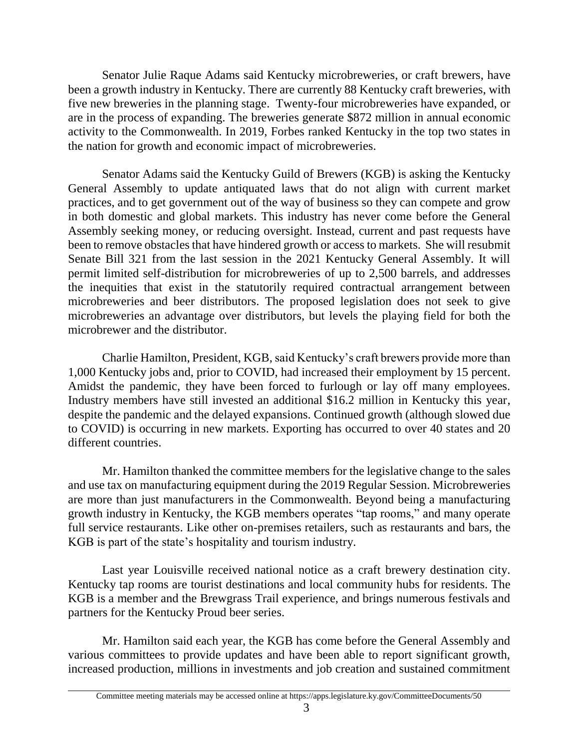Senator Julie Raque Adams said Kentucky microbreweries, or craft brewers, have been a growth industry in Kentucky. There are currently 88 Kentucky craft breweries, with five new breweries in the planning stage. Twenty-four microbreweries have expanded, or are in the process of expanding. The breweries generate $872 million in annual economic activity to the Commonwealth. In 2019, Forbes ranked Kentucky in the top two states in the nation for growth and economic impact of microbreweries.

Senator Adams said the Kentucky Guild of Brewers (KGB) is asking the Kentucky General Assembly to update antiquated laws that do not align with current market practices, and to get government out of the way of business so they can compete and grow in both domestic and global markets. This industry has never come before the General Assembly seeking money, or reducing oversight. Instead, current and past requests have been to remove obstacles that have hindered growth or access to markets. She will resubmit Senate Bill 321 from the last session in the 2021 Kentucky General Assembly. It will permit limited self-distribution for microbreweries of up to 2,500 barrels, and addresses the inequities that exist in the statutorily required contractual arrangement between microbreweries and beer distributors. The proposed legislation does not seek to give microbreweries an advantage over distributors, but levels the playing field for both the microbrewer and the distributor.

Charlie Hamilton, President, KGB, said Kentucky's craft brewers provide more than 1,000 Kentucky jobs and, prior to COVID, had increased their employment by 15 percent. Amidst the pandemic, they have been forced to furlough or lay off many employees. Industry members have still invested an additional $16.2 million in Kentucky this year, despite the pandemic and the delayed expansions. Continued growth (although slowed due to COVID) is occurring in new markets. Exporting has occurred to over 40 states and 20 different countries.

Mr. Hamilton thanked the committee members for the legislative change to the sales and use tax on manufacturing equipment during the 2019 Regular Session. Microbreweries are more than just manufacturers in the Commonwealth. Beyond being a manufacturing growth industry in Kentucky, the KGB members operates "tap rooms," and many operate full service restaurants. Like other on-premises retailers, such as restaurants and bars, the KGB is part of the state's hospitality and tourism industry.

Last year Louisville received national notice as a craft brewery destination city. Kentucky tap rooms are tourist destinations and local community hubs for residents. The KGB is a member and the Brewgrass Trail experience, and brings numerous festivals and partners for the Kentucky Proud beer series.

Mr. Hamilton said each year, the KGB has come before the General Assembly and various committees to provide updates and have been able to report significant growth, increased production, millions in investments and job creation and sustained commitment

Committee meeting materials may be accessed online at https://apps.legislature.ky.gov/CommitteeDocuments/50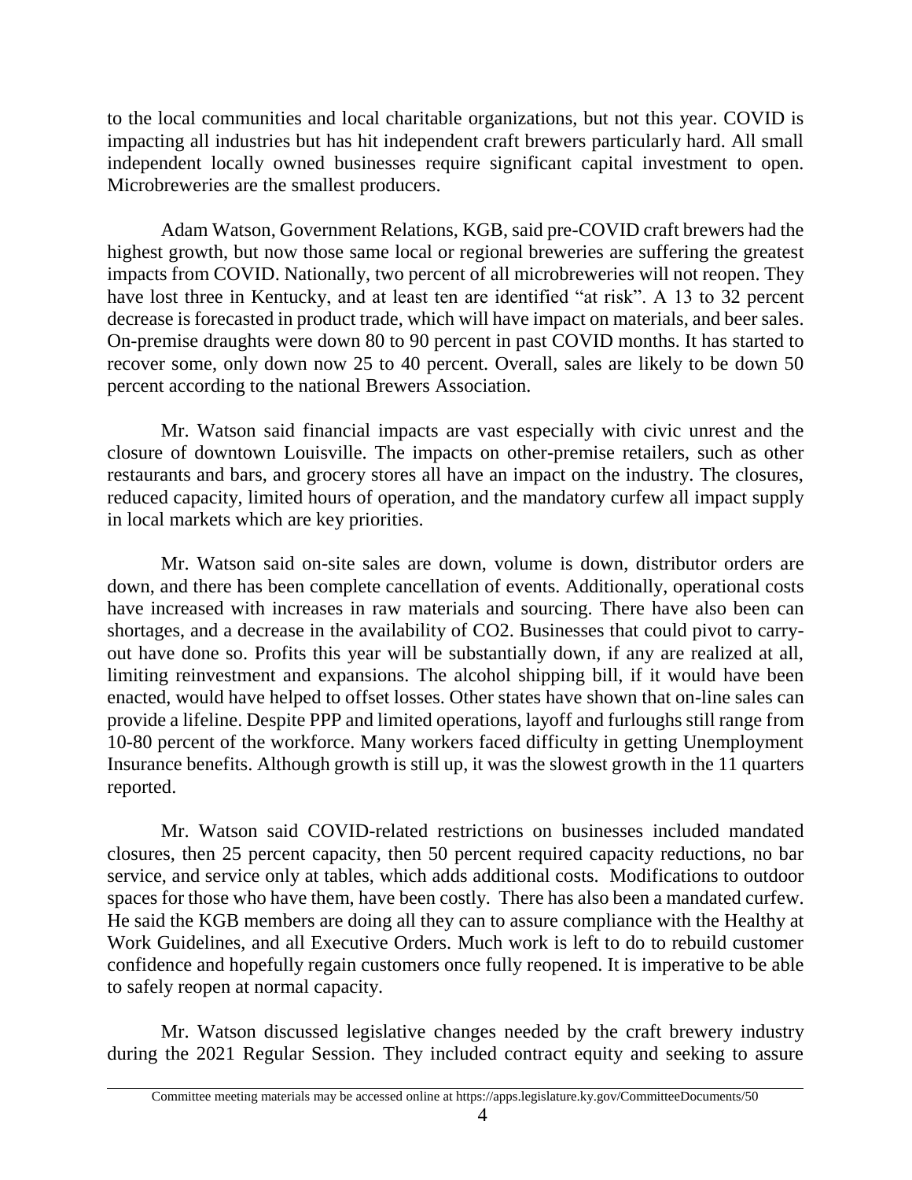to the local communities and local charitable organizations, but not this year. COVID is impacting all industries but has hit independent craft brewers particularly hard. All small independent locally owned businesses require significant capital investment to open. Microbreweries are the smallest producers.

Adam Watson, Government Relations, KGB, said pre-COVID craft brewers had the highest growth, but now those same local or regional breweries are suffering the greatest impacts from COVID. Nationally, two percent of all microbreweries will not reopen. They have lost three in Kentucky, and at least ten are identified "at risk". A 13 to 32 percent decrease is forecasted in product trade, which will have impact on materials, and beer sales. On-premise draughts were down 80 to 90 percent in past COVID months. It has started to recover some, only down now 25 to 40 percent. Overall, sales are likely to be down 50 percent according to the national Brewers Association.

Mr. Watson said financial impacts are vast especially with civic unrest and the closure of downtown Louisville. The impacts on other-premise retailers, such as other restaurants and bars, and grocery stores all have an impact on the industry. The closures, reduced capacity, limited hours of operation, and the mandatory curfew all impact supply in local markets which are key priorities.

Mr. Watson said on-site sales are down, volume is down, distributor orders are down, and there has been complete cancellation of events. Additionally, operational costs have increased with increases in raw materials and sourcing. There have also been can shortages, and a decrease in the availability of CO2. Businesses that could pivot to carry-out have done so. Profits this year will be substantially down, if any are realized at all, limiting reinvestment and expansions. The alcohol shipping bill, if it would have been enacted, would have helped to offset losses. Other states have shown that on-line sales can provide a lifeline. Despite PPP and limited operations, layoff and furloughs still range from 10-80 percent of the workforce. Many workers faced difficulty in getting Unemployment Insurance benefits. Although growth is still up, it was the slowest growth in the 11 quarters reported.

Mr. Watson said COVID-related restrictions on businesses included mandated closures, then 25 percent capacity, then 50 percent required capacity reductions, no bar service, and service only at tables, which adds additional costs. Modifications to outdoor spaces for those who have them, have been costly. There has also been a mandated curfew. He said the KGB members are doing all they can to assure compliance with the Healthy at Work Guidelines, and all Executive Orders. Much work is left to do to rebuild customer confidence and hopefully regain customers once fully reopened. It is imperative to be able to safely reopen at normal capacity.

Mr. Watson discussed legislative changes needed by the craft brewery industry during the 2021 Regular Session. They included contract equity and seeking to assure

Committee meeting materials may be accessed online at https://apps.legislature.ky.gov/CommitteeDocuments/50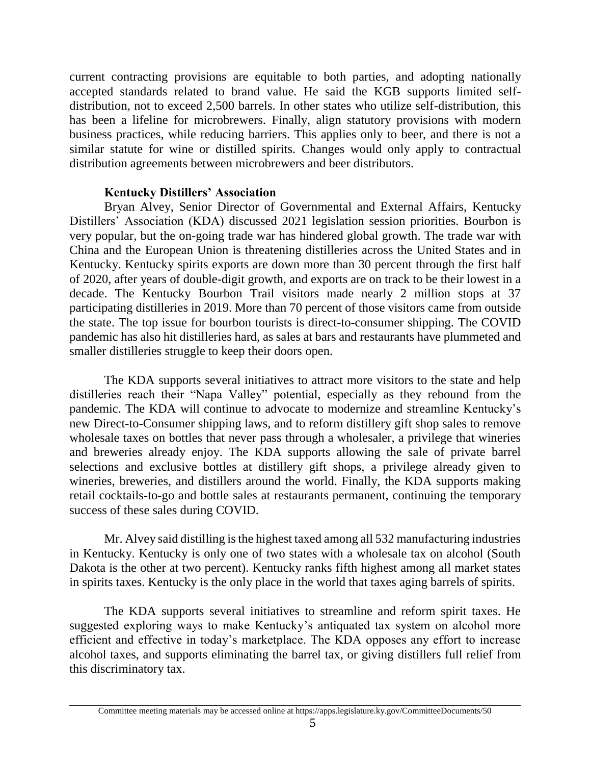current contracting provisions are equitable to both parties, and adopting nationally accepted standards related to brand value. He said the KGB supports limited self-distribution, not to exceed 2,500 barrels. In other states who utilize self-distribution, this has been a lifeline for microbrewers. Finally, align statutory provisions with modern business practices, while reducing barriers. This applies only to beer, and there is not a similar statute for wine or distilled spirits. Changes would only apply to contractual distribution agreements between microbrewers and beer distributors.

**Kentucky Distillers' Association**

Bryan Alvey, Senior Director of Governmental and External Affairs, Kentucky Distillers' Association (KDA) discussed 2021 legislation session priorities. Bourbon is very popular, but the on-going trade war has hindered global growth. The trade war with China and the European Union is threatening distilleries across the United States and in Kentucky. Kentucky spirits exports are down more than 30 percent through the first half of 2020, after years of double-digit growth, and exports are on track to be their lowest in a decade. The Kentucky Bourbon Trail visitors made nearly 2 million stops at 37 participating distilleries in 2019. More than 70 percent of those visitors came from outside the state. The top issue for bourbon tourists is direct-to-consumer shipping. The COVID pandemic has also hit distilleries hard, as sales at bars and restaurants have plummeted and smaller distilleries struggle to keep their doors open.

The KDA supports several initiatives to attract more visitors to the state and help distilleries reach their "Napa Valley" potential, especially as they rebound from the pandemic. The KDA will continue to advocate to modernize and streamline Kentucky's new Direct-to-Consumer shipping laws, and to reform distillery gift shop sales to remove wholesale taxes on bottles that never pass through a wholesaler, a privilege that wineries and breweries already enjoy. The KDA supports allowing the sale of private barrel selections and exclusive bottles at distillery gift shops, a privilege already given to wineries, breweries, and distillers around the world. Finally, the KDA supports making retail cocktails-to-go and bottle sales at restaurants permanent, continuing the temporary success of these sales during COVID.

Mr. Alvey said distilling is the highest taxed among all 532 manufacturing industries in Kentucky. Kentucky is only one of two states with a wholesale tax on alcohol (South Dakota is the other at two percent). Kentucky ranks fifth highest among all market states in spirits taxes. Kentucky is the only place in the world that taxes aging barrels of spirits.

The KDA supports several initiatives to streamline and reform spirit taxes. He suggested exploring ways to make Kentucky's antiquated tax system on alcohol more efficient and effective in today's marketplace. The KDA opposes any effort to increase alcohol taxes, and supports eliminating the barrel tax, or giving distillers full relief from this discriminatory tax.

Committee meeting materials may be accessed online at https://apps.legislature.ky.gov/CommitteeDocuments/50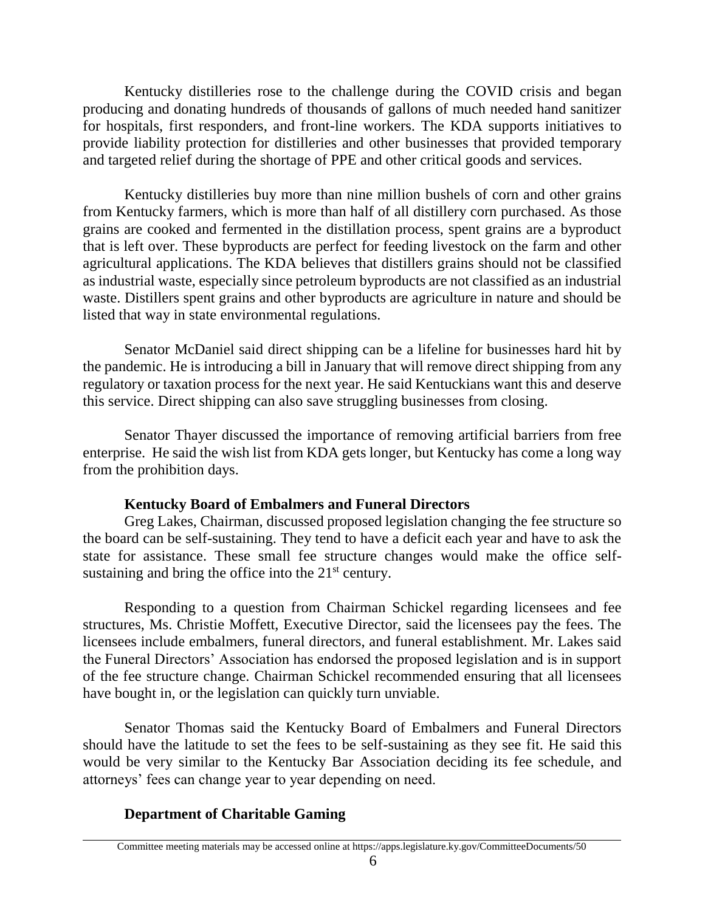Kentucky distilleries rose to the challenge during the COVID crisis and began producing and donating hundreds of thousands of gallons of much needed hand sanitizer for hospitals, first responders, and front-line workers. The KDA supports initiatives to provide liability protection for distilleries and other businesses that provided temporary and targeted relief during the shortage of PPE and other critical goods and services.

Kentucky distilleries buy more than nine million bushels of corn and other grains from Kentucky farmers, which is more than half of all distillery corn purchased. As those grains are cooked and fermented in the distillation process, spent grains are a byproduct that is left over. These byproducts are perfect for feeding livestock on the farm and other agricultural applications. The KDA believes that distillers grains should not be classified as industrial waste, especially since petroleum byproducts are not classified as an industrial waste. Distillers spent grains and other byproducts are agriculture in nature and should be listed that way in state environmental regulations.

Senator McDaniel said direct shipping can be a lifeline for businesses hard hit by the pandemic. He is introducing a bill in January that will remove direct shipping from any regulatory or taxation process for the next year. He said Kentuckians want this and deserve this service. Direct shipping can also save struggling businesses from closing.

Senator Thayer discussed the importance of removing artificial barriers from free enterprise. He said the wish list from KDA gets longer, but Kentucky has come a long way from the prohibition days.

**Kentucky Board of Embalmers and Funeral Directors**

Greg Lakes, Chairman, discussed proposed legislation changing the fee structure so the board can be self-sustaining. They tend to have a deficit each year and have to ask the state for assistance. These small fee structure changes would make the office self-sustaining and bring the office into the 21st century.

Responding to a question from Chairman Schickel regarding licensees and fee structures, Ms. Christie Moffett, Executive Director, said the licensees pay the fees. The licensees include embalmers, funeral directors, and funeral establishment. Mr. Lakes said the Funeral Directors' Association has endorsed the proposed legislation and is in support of the fee structure change. Chairman Schickel recommended ensuring that all licensees have bought in, or the legislation can quickly turn unviable.

Senator Thomas said the Kentucky Board of Embalmers and Funeral Directors should have the latitude to set the fees to be self-sustaining as they see fit. He said this would be very similar to the Kentucky Bar Association deciding its fee schedule, and attorneys' fees can change year to year depending on need.

**Department of Charitable Gaming**

Committee meeting materials may be accessed online at https://apps.legislature.ky.gov/CommitteeDocuments/50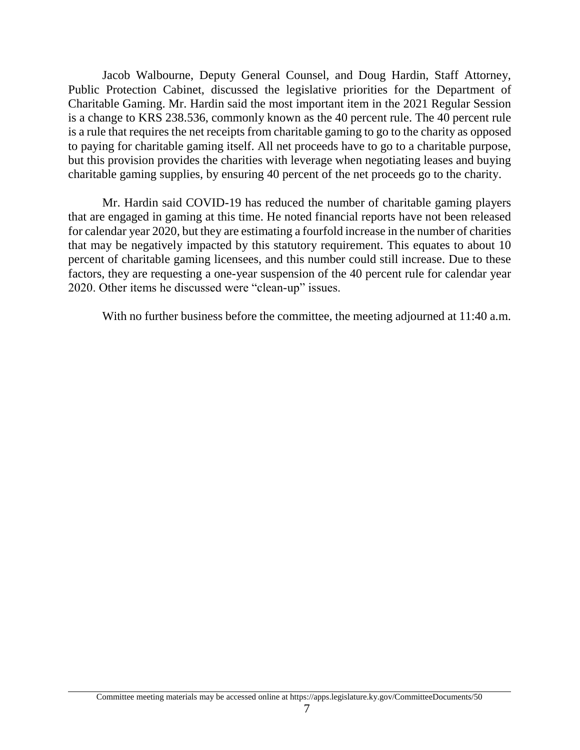Jacob Walbourne, Deputy General Counsel, and Doug Hardin, Staff Attorney, Public Protection Cabinet, discussed the legislative priorities for the Department of Charitable Gaming. Mr. Hardin said the most important item in the 2021 Regular Session is a change to KRS 238.536, commonly known as the 40 percent rule. The 40 percent rule is a rule that requires the net receipts from charitable gaming to go to the charity as opposed to paying for charitable gaming itself. All net proceeds have to go to a charitable purpose, but this provision provides the charities with leverage when negotiating leases and buying charitable gaming supplies, by ensuring 40 percent of the net proceeds go to the charity.

Mr. Hardin said COVID-19 has reduced the number of charitable gaming players that are engaged in gaming at this time. He noted financial reports have not been released for calendar year 2020, but they are estimating a fourfold increase in the number of charities that may be negatively impacted by this statutory requirement. This equates to about 10 percent of charitable gaming licensees, and this number could still increase. Due to these factors, they are requesting a one-year suspension of the 40 percent rule for calendar year 2020. Other items he discussed were "clean-up" issues.

With no further business before the committee, the meeting adjourned at 11:40 a.m.

Committee meeting materials may be accessed online at https://apps.legislature.ky.gov/CommitteeDocuments/50